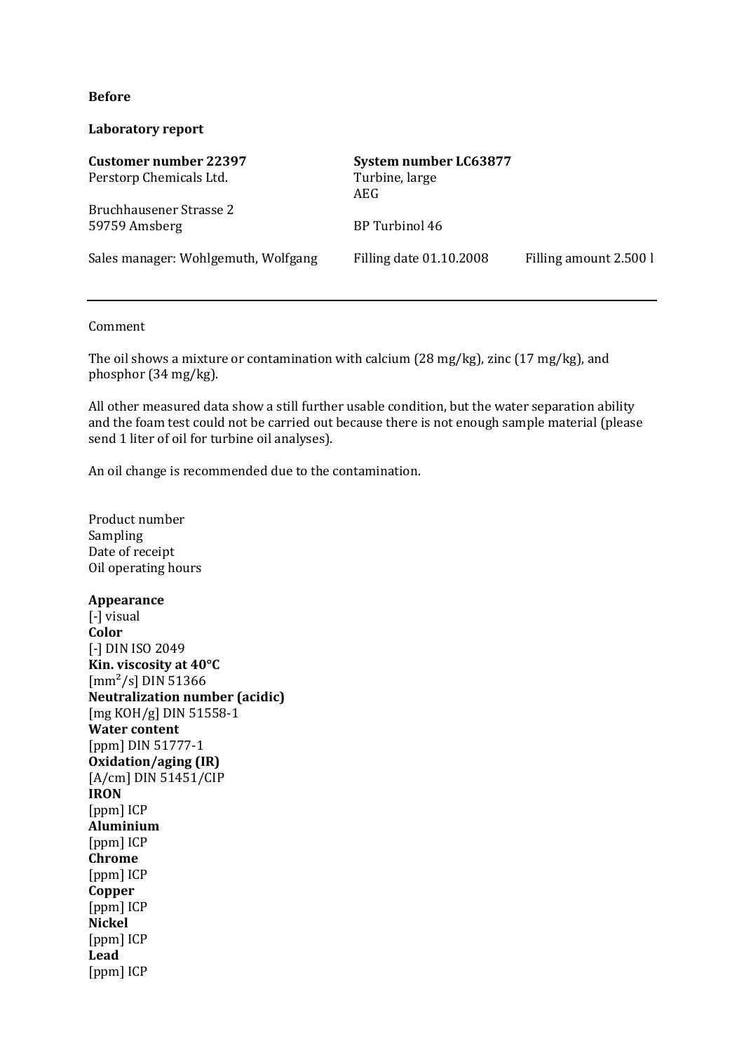**Before**

**Laboratory report**

| **Customer number 22397** | **System number LC63877** | |
|---|---|---|
| Perstorp Chemicals Ltd. | Turbine, large<br>AEG | |
| Bruchhausener Strasse 2<br>59759 Amsberg | BP Turbinol 46 | |
| Sales manager: Wohlgemuth, Wolfgang | Filling date 01.10.2008 | Filling amount 2.500 l |

---

Comment

The oil shows a mixture or contamination with calcium (28 mg/kg), zinc (17 mg/kg), and phosphor (34 mg/kg).

All other measured data show a still further usable condition, but the water separation ability and the foam test could not be carried out because there is not enough sample material (please send 1 liter of oil for turbine oil analyses).

An oil change is recommended due to the contamination.

Product number
Sampling
Date of receipt
Oil operating hours

**Appearance**
[-] visual
**Color**
[-] DIN ISO 2049
**Kin. viscosity at 40°C**
[$mm^2/s$] DIN 51366
**Neutralization number (acidic)**
[mg KOH/g] DIN 51558-1
**Water content**
[ppm] DIN 51777-1
**Oxidation/aging (IR)**
[A/cm] DIN 51451/CIP
**IRON**
[ppm] ICP
**Aluminium**
[ppm] ICP
**Chrome**
[ppm] ICP
**Copper**
[ppm] ICP
**Nickel**
[ppm] ICP
**Lead**
[ppm] ICP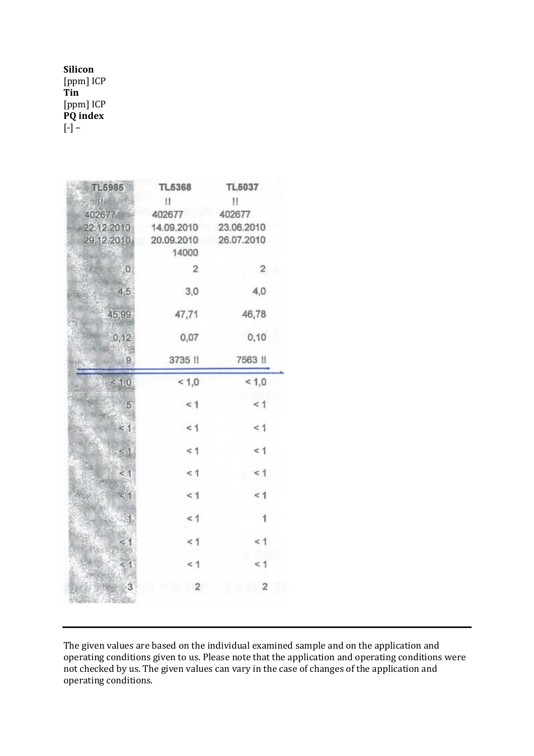**Silicon**
[ppm] ICP
**Tin**
[ppm] ICP
**PQ index**
[-] –

| TL5985 | TL5368 | TL5037 |
|---|---|---|
| !! | !! | !! |
| 402677 | 402677 | 402677 |
| 22.12.2010 | 14.09.2010 | 23.06.2010 |
| 29.12.2010 | 20.09.2010 | 26.07.2010 |
| | 14000 | |
| 0 | 2 | 2 |
| 4,5 | 3,0 | 4,0 |
| 45,99 | 47,71 | 46,78 |
| 0,12 | 0,07 | 0,10 |
| 9 | 3735 !! | 7563 !! |
| < 1,0 | < 1,0 | < 1,0 |
| 5 | < 1 | < 1 |
| < 1 | < 1 | < 1 |
| < 1 | < 1 | < 1 |
| < 1 | < 1 | < 1 |
| < 1 | < 1 | < 1 |
| 1 | < 1 | 1 |
| < 1 | < 1 | < 1 |
| < 1 | < 1 | < 1 |
| 3 | 2 | 2 |

---

The given values are based on the individual examined sample and on the application and operating conditions given to us. Please note that the application and operating conditions were not checked by us. The given values can vary in the case of changes of the application and operating conditions.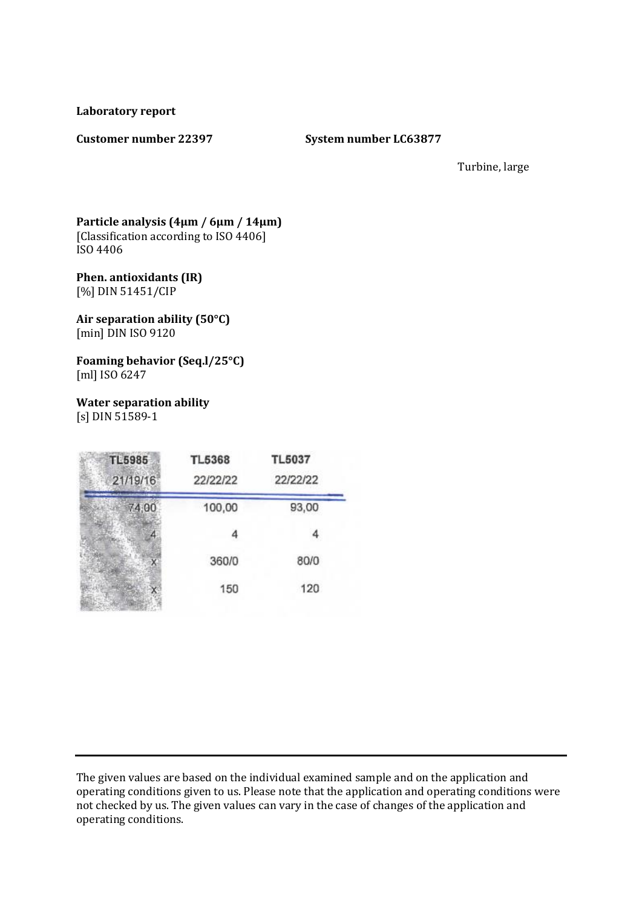**Laboratory report**

**Customer number 22397** **System number LC63877**

Turbine, large

| | TL5985 | TL5368 | TL5037 |
|---|---|---|---|
| **Particle analysis (4µm / 6µm / 14µm)**<br>[Classification according to ISO 4406]<br>ISO 4406 | 21/19/16 | 22/22/22 | 22/22/22 |
| **Phen. antioxidants (IR)**<br>[%] DIN 51451/CIP | 74,00 | 100,00 | 93,00 |
| **Air separation ability (50°C)**<br>[min] DIN ISO 9120 | 4 | 4 | 4 |
| **Foaming behavior (Seq.I/25°C)**<br>[ml] ISO 6247 | x | 360/0 | 80/0 |
| **Water separation ability**<br>[s] DIN 51589-1 | x | 150 | 120 |

---

The given values are based on the individual examined sample and on the application and operating conditions given to us. Please note that the application and operating conditions were not checked by us. The given values can vary in the case of changes of the application and operating conditions.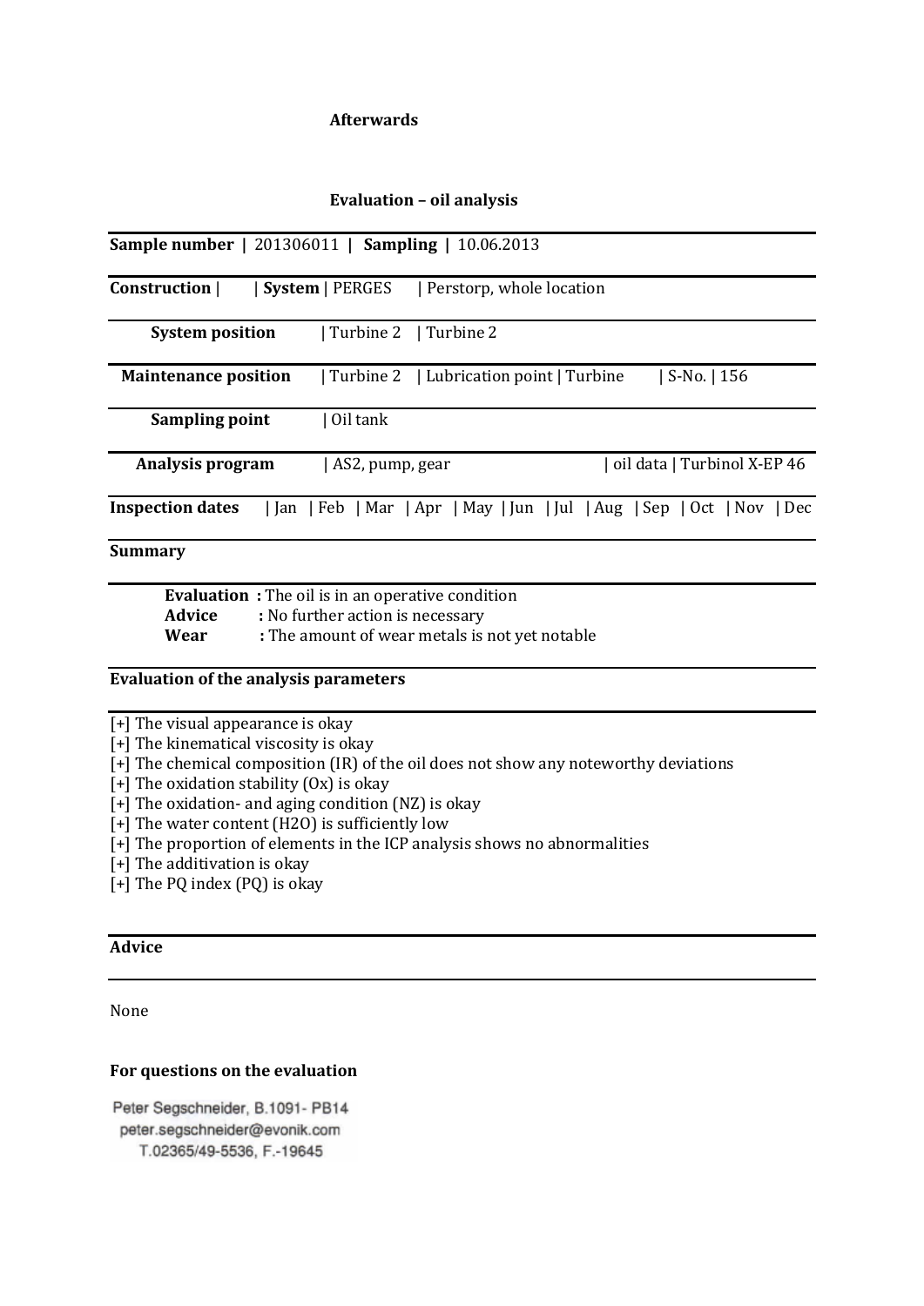**Afterwards**

**Evaluation – oil analysis**

| **Sample number** | 201306011 | **Sampling** | 10.06.2013 |
|---|---|---|---|

| **Construction** | | **System** | PERGES | Perstorp, whole location |
|---|---|---|---|---|
| **System position** | Turbine 2 | Turbine 2 | | |
| **Maintenance position** | Turbine 2 | Lubrication point | Turbine | S-No. | 156 |
| **Sampling point** | Oil tank | | | |
| **Analysis program** | AS2, pump, gear | | oil data | Turbinol X-EP 46 |

| **Inspection dates** | Jan | Feb | Mar | Apr | May | Jun | Jul | Aug | Sep | Oct | Nov | Dec |
|---|---|---|---|---|---|---|---|---|---|---|---|---|

**Summary**

**Evaluation** : The oil is in an operative condition
**Advice** : No further action is necessary
**Wear** : The amount of wear metals is not yet notable

**Evaluation of the analysis parameters**

[+] The visual appearance is okay
[+] The kinematical viscosity is okay
[+] The chemical composition (IR) of the oil does not show any noteworthy deviations
[+] The oxidation stability (Ox) is okay
[+] The oxidation- and aging condition (NZ) is okay
[+] The water content (H2O) is sufficiently low
[+] The proportion of elements in the ICP analysis shows no abnormalities
[+] The additivation is okay
[+] The PQ index (PQ) is okay

**Advice**

None

**For questions on the evaluation**

Peter Segschneider, B.1091- PB14
peter.segschneider@evonik.com
T.02365/49-5536, F.-19645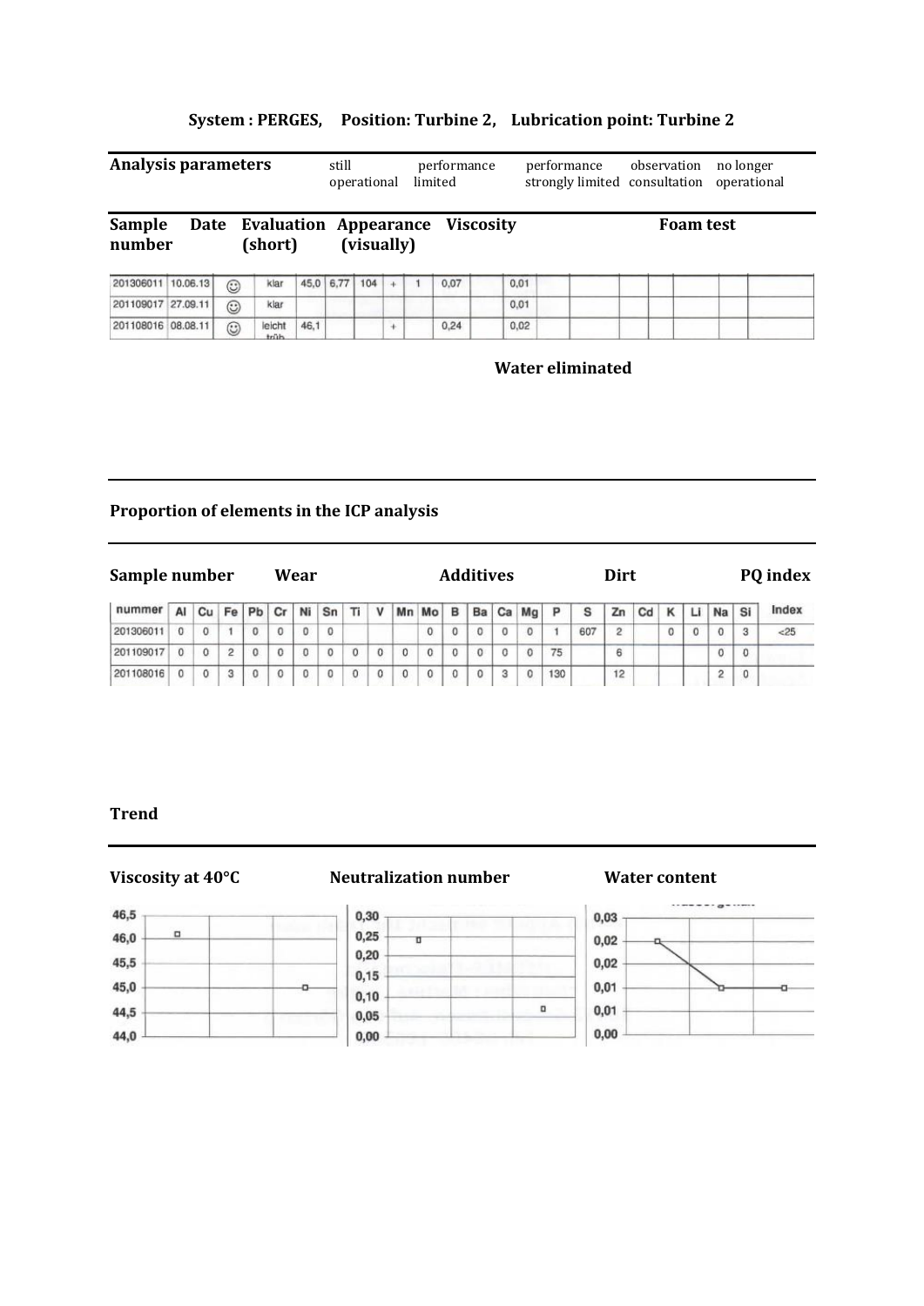**System : PERGES, Position: Turbine 2, Lubrication point: Turbine 2**

**Analysis parameters** still operational | performance limited | performance strongly limited | observation consultation | no longer operational

**Sample number** | **Date** | **Evaluation (short)** | **Appearance (visually)** | **Viscosity** | **Foam test**

| | | | | | | | | | | | | | | | |
|---|---|---|---|---|---|---|---|---|---|---|---|---|---|---|---|
| 201306011 | 10.06.13 | ☺ | klar | 45,0 | 6,77 | 104 | + | 1 | 0,07 | | 0,01 | | | | |
| 201109017 | 27.09.11 | ☺ | klar | | | | | | | | 0,01 | | | | |
| 201108016 | 08.08.11 | ☺ | leicht trüb | 46,1 | | | + | | 0,24 | | 0,02 | | | | |

**Water eliminated**

**Proportion of elements in the ICP analysis**

**Sample number** | **Wear** | **Additives** | **Dirt** | **PQ index**

| nummer | Al | Cu | Fe | Pb | Cr | Ni | Sn | Ti | V | Mn | Mo | B | Ba | Ca | Mg | P | S | Zn | Cd | K | Li | Na | Si | Index |
|---|---|---|---|---|---|---|---|---|---|---|---|---|---|---|---|---|---|---|---|---|---|---|---|---|
| 201306011 | 0 | 0 | 1 | 0 | 0 | 0 | 0 | | | | 0 | 0 | 0 | 0 | 0 | 1 | 607 | 2 | | 0 | 0 | 0 | 3 | <25 |
| 201109017 | 0 | 0 | 2 | 0 | 0 | 0 | 0 | 0 | 0 | 0 | 0 | 0 | 0 | 0 | 0 | 75 | | 6 | | | | 0 | 0 | |
| 201108016 | 0 | 0 | 3 | 0 | 0 | 0 | 0 | 0 | 0 | 0 | 0 | 0 | 0 | 3 | 0 | 130 | | 12 | | | | 2 | 0 | |

**Trend**

**Viscosity at 40°C**

46,5
46,0
45,5
45,0
44,5
44,0

**Neutralization number**

0,30
0,25
0,20
0,15
0,10
0,05
0,00

**Water content**

0,03
0,02
0,02
0,01
0,01
0,00